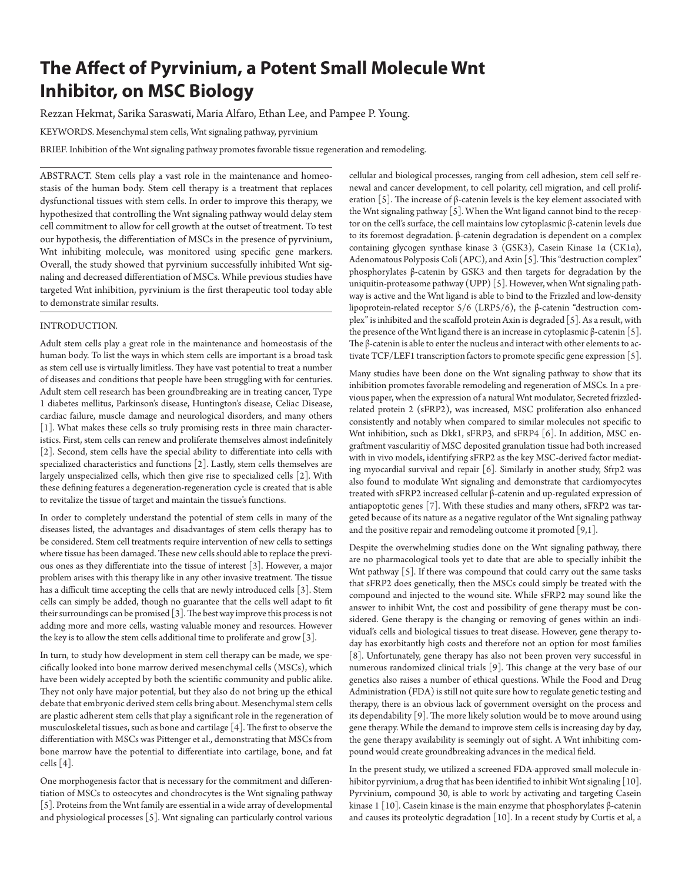# The Affect of Pyrvinium, a Potent Small Molecule Wnt Inhibitor, on MSC Biology

Rezzan Hekmat, Sarika Saraswati, Maria Alfaro, Ethan Lee, and Pampee P. Young.

KEYWORDS. Mesenchymal stem cells, Wnt signaling pathway, pyrvinium

BRIEF. Inhibition of the Wnt signaling pathway promotes favorable tissue regeneration and remodeling.

ABSTRACT. Stem cells play a vast role in the maintenance and homeostasis of the human body. Stem cell therapy is a treatment that replaces dysfunctional tissues with stem cells. In order to improve this therapy, we hypothesized that controlling the Wnt signaling pathway would delay stem cell commitment to allow for cell growth at the outset of treatment. To test our hypothesis, the differentiation of MSCs in the presence of pyrvinium, Wnt inhibiting molecule, was monitored using specific gene markers. Overall, the study showed that pyrvinium successfully inhibited Wnt signaling and decreased differentiation of MSCs. While previous studies have targeted Wnt inhibition, pyrvinium is the first therapeutic tool today able to demonstrate similar results.

## INTRODUCTION.

Adult stem cells play a great role in the maintenance and homeostasis of the human body. To list the ways in which stem cells are important is a broad task as stem cell use is virtually limitless. They have vast potential to treat a number of diseases and conditions that people have been struggling with for centuries. Adult stem cell research has been groundbreaking are in treating cancer, Type 1 diabetes mellitus, Parkinson's disease, Huntington's disease, Celiac Disease, cardiac failure, muscle damage and neurological disorders, and many others [1]. What makes these cells so truly promising rests in three main characteristics. First, stem cells can renew and proliferate themselves almost indefinitely [2]. Second, stem cells have the special ability to differentiate into cells with specialized characteristics and functions [2]. Lastly, stem cells themselves are largely unspecialized cells, which then give rise to specialized cells [2]. With these defining features a degeneration-regeneration cycle is created that is able to revitalize the tissue of target and maintain the tissue's functions.

In order to completely understand the potential of stem cells in many of the diseases listed, the advantages and disadvantages of stem cells therapy has to be considered. Stem cell treatments require intervention of new cells to settings where tissue has been damaged. These new cells should able to replace the previous ones as they differentiate into the tissue of interest [3]. However, a major problem arises with this therapy like in any other invasive treatment. The tissue has a difficult time accepting the cells that are newly introduced cells [3]. Stem cells can simply be added, though no guarantee that the cells well adapt to fit their surroundings can be promised [3]. The best way improve this process is not adding more and more cells, wasting valuable money and resources. However the key is to allow the stem cells additional time to proliferate and grow [3].

In turn, to study how development in stem cell therapy can be made, we specifically looked into bone marrow derived mesenchymal cells (MSCs), which have been widely accepted by both the scientific community and public alike. They not only have major potential, but they also do not bring up the ethical debate that embryonic derived stem cells bring about. Mesenchymal stem cells are plastic adherent stem cells that play a significant role in the regeneration of musculoskeletal tissues, such as bone and cartilage [4]. The first to observe the differentiation with MSCs was Pittenger et al., demonstrating that MSCs from bone marrow have the potential to differentiate into cartilage, bone, and fat cells [4].

One morphogenesis factor that is necessary for the commitment and differentiation of MSCs to osteocytes and chondrocytes is the Wnt signaling pathway [5]. Proteins from the Wnt family are essential in a wide array of developmental and physiological processes [5]. Wnt signaling can particularly control various cellular and biological processes, ranging from cell adhesion, stem cell self renewal and cancer development, to cell polarity, cell migration, and cell proliferation [5]. The increase of β-catenin levels is the key element associated with the Wnt signaling pathway [5]. When the Wnt ligand cannot bind to the receptor on the cell's surface, the cell maintains low cytoplasmic β-catenin levels due to its foremost degradation. β-catenin degradation is dependent on a complex containing glycogen synthase kinase 3 (GSK3), Casein Kinase 1α (CK1α), Adenomatous Polyposis Coli (APC), and Axin [5]. This "destruction complex" phosphorylates β-catenin by GSK3 and then targets for degradation by the uniquitin-proteasome pathway (UPP) [5]. However, when Wnt signaling pathway is active and the Wnt ligand is able to bind to the Frizzled and low-density lipoprotein-related receptor 5/6 (LRP5/6), the β-catenin "destruction complex" is inhibited and the scaffold protein Axin is degraded [5]. As a result, with the presence of the Wnt ligand there is an increase in cytoplasmic β-catenin [5]. The β-catenin is able to enter the nucleus and interact with other elements to activate TCF/LEF1 transcription factors to promote specific gene expression [5].

Many studies have been done on the Wnt signaling pathway to show that its inhibition promotes favorable remodeling and regeneration of MSCs. In a previous paper, when the expression of a natural Wnt modulator, Secreted frizzled-related protein 2 (sFRP2), was increased, MSC proliferation also enhanced consistently and notably when compared to similar molecules not specific to Wnt inhibition, such as Dkk1, sFRP3, and sFRP4 [6]. In addition, MSC engraftment vascularitiy of MSC deposited granulation tissue had both increased with in vivo models, identifying sFRP2 as the key MSC-derived factor mediating myocardial survival and repair [6]. Similarly in another study, Sfrp2 was also found to modulate Wnt signaling and demonstrate that cardiomyocytes treated with sFRP2 increased cellular β-catenin and up-regulated expression of antiapoptotic genes [7]. With these studies and many others, sFRP2 was targeted because of its nature as a negative regulator of the Wnt signaling pathway and the positive repair and remodeling outcome it promoted [9,1].

Despite the overwhelming studies done on the Wnt signaling pathway, there are no pharmacological tools yet to date that are able to specially inhibit the Wnt pathway [5]. If there was compound that could carry out the same tasks that sFRP2 does genetically, then the MSCs could simply be treated with the compound and injected to the wound site. While sFRP2 may sound like the answer to inhibit Wnt, the cost and possibility of gene therapy must be considered. Gene therapy is the changing or removing of genes within an individual's cells and biological tissues to treat disease. However, gene therapy today has exorbitantly high costs and therefore not an option for most families [8]. Unfortunately, gene therapy has also not been proven very successful in numerous randomized clinical trials [9]. This change at the very base of our genetics also raises a number of ethical questions. While the Food and Drug Administration (FDA) is still not quite sure how to regulate genetic testing and therapy, there is an obvious lack of government oversight on the process and its dependability [9]. The more likely solution would be to move around using gene therapy. While the demand to improve stem cells is increasing day by day, the gene therapy availability is seemingly out of sight. A Wnt inhibiting compound would create groundbreaking advances in the medical field.

In the present study, we utilized a screened FDA-approved small molecule inhibitor pyrvinium, a drug that has been identified to inhibit Wnt signaling [10]. Pyrvinium, compound 30, is able to work by activating and targeting Casein kinase 1 [10]. Casein kinase is the main enzyme that phosphorylates β-catenin and causes its proteolytic degradation [10]. In a recent study by Curtis et al, a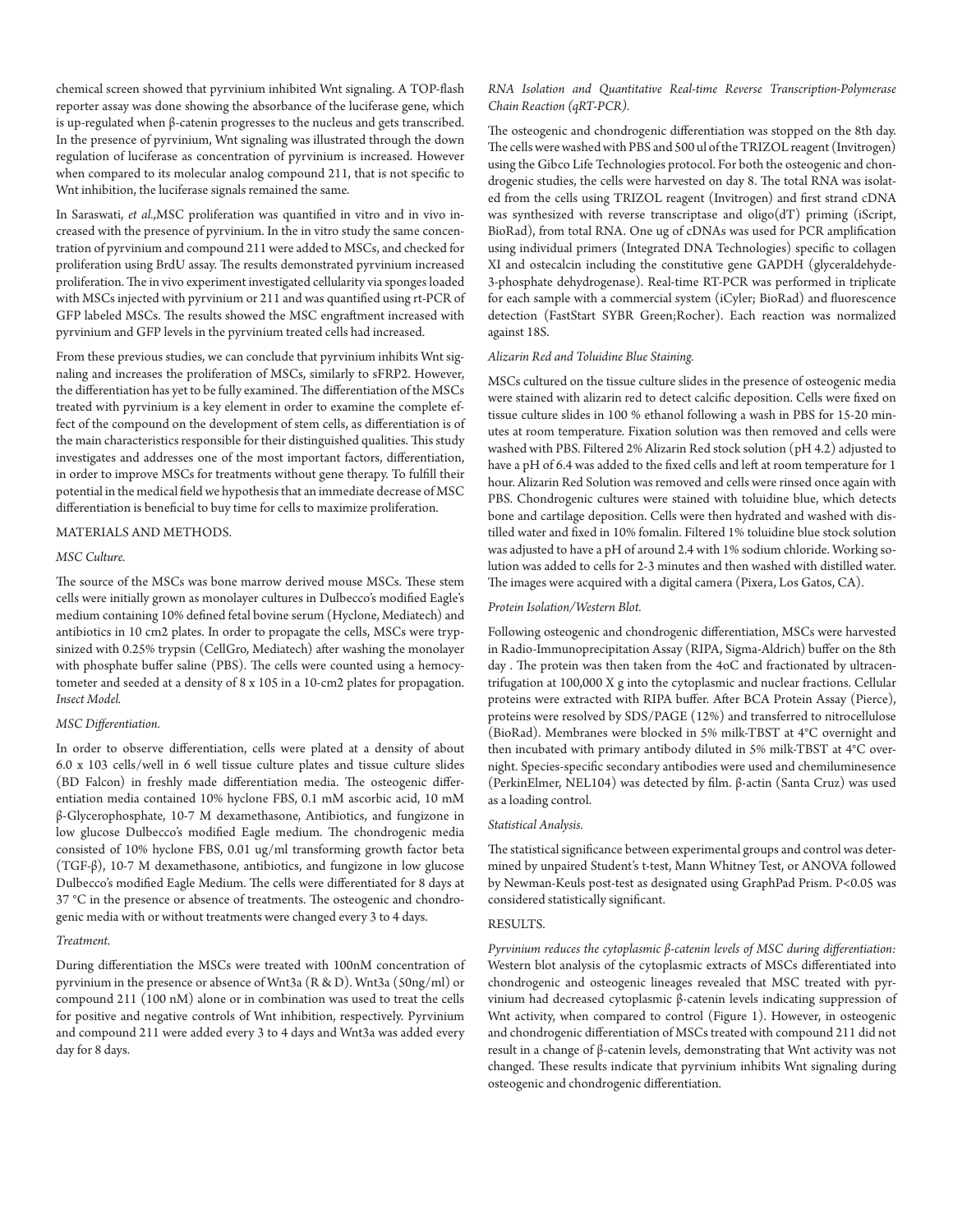chemical screen showed that pyrvinium inhibited Wnt signaling. A TOP-flash reporter assay was done showing the absorbance of the luciferase gene, which is up-regulated when β-catenin progresses to the nucleus and gets transcribed. In the presence of pyrvinium, Wnt signaling was illustrated through the down regulation of luciferase as concentration of pyrvinium is increased. However when compared to its molecular analog compound 211, that is not specific to Wnt inhibition, the luciferase signals remained the same.

In Saraswati, *et al.*,MSC proliferation was quantified in vitro and in vivo increased with the presence of pyrvinium. In the in vitro study the same concentration of pyrvinium and compound 211 were added to MSCs, and checked for proliferation using BrdU assay. The results demonstrated pyrvinium increased proliferation. The in vivo experiment investigated cellularity via sponges loaded with MSCs injected with pyrvinium or 211 and was quantified using rt-PCR of GFP labeled MSCs. The results showed the MSC engraftment increased with pyrvinium and GFP levels in the pyrvinium treated cells had increased.

From these previous studies, we can conclude that pyrvinium inhibits Wnt signaling and increases the proliferation of MSCs, similarly to sFRP2. However, the differentiation has yet to be fully examined. The differentiation of the MSCs treated with pyrvinium is a key element in order to examine the complete effect of the compound on the development of stem cells, as differentiation is of the main characteristics responsible for their distinguished qualities. This study investigates and addresses one of the most important factors, differentiation, in order to improve MSCs for treatments without gene therapy. To fulfill their potential in the medical field we hypothesis that an immediate decrease of MSC differentiation is beneficial to buy time for cells to maximize proliferation.

## MATERIALS AND METHODS.

### *MSC Culture.*

The source of the MSCs was bone marrow derived mouse MSCs. These stem cells were initially grown as monolayer cultures in Dulbecco's modified Eagle's medium containing 10% defined fetal bovine serum (Hyclone, Mediatech) and antibiotics in 10 cm2 plates. In order to propagate the cells, MSCs were trypsinized with 0.25% trypsin (CellGro, Mediatech) after washing the monolayer with phosphate buffer saline (PBS). The cells were counted using a hemocytometer and seeded at a density of 8 x 105 in a 10-cm2 plates for propagation. *Insect Model.*

### *MSC Differentiation.*

In order to observe differentiation, cells were plated at a density of about 6.0 x 103 cells/well in 6 well tissue culture plates and tissue culture slides (BD Falcon) in freshly made differentiation media. The osteogenic differentiation media contained 10% hyclone FBS, 0.1 mM ascorbic acid, 10 mM β-Glycerophosphate, 10-7 M dexamethasone, Antibiotics, and fungizone in low glucose Dulbecco's modified Eagle medium. The chondrogenic media consisted of 10% hyclone FBS, 0.01 ug/ml transforming growth factor beta (TGF-β), 10-7 M dexamethasone, antibiotics, and fungizone in low glucose Dulbecco's modified Eagle Medium. The cells were differentiated for 8 days at 37 °C in the presence or absence of treatments. The osteogenic and chondrogenic media with or without treatments were changed every 3 to 4 days.

### *Treatment.*

During differentiation the MSCs were treated with 100nM concentration of pyrvinium in the presence or absence of Wnt3a (R & D). Wnt3a (50ng/ml) or compound 211 (100 nM) alone or in combination was used to treat the cells for positive and negative controls of Wnt inhibition, respectively. Pyrvinium and compound 211 were added every 3 to 4 days and Wnt3a was added every day for 8 days.

### *RNA Isolation and Quantitative Real-time Reverse Transcription-Polymerase Chain Reaction (qRT-PCR).*

The osteogenic and chondrogenic differentiation was stopped on the 8th day. The cells were washed with PBS and 500 ul of the TRIZOL reagent (Invitrogen) using the Gibco Life Technologies protocol. For both the osteogenic and chondrogenic studies, the cells were harvested on day 8. The total RNA was isolated from the cells using TRIZOL reagent (Invitrogen) and first strand cDNA was synthesized with reverse transcriptase and oligo(dT) priming (iScript, BioRad), from total RNA. One ug of cDNAs was used for PCR amplification using individual primers (Integrated DNA Technologies) specific to collagen XI and ostecalcin including the constitutive gene GAPDH (glyceraldehyde-3-phosphate dehydrogenase). Real-time RT-PCR was performed in triplicate for each sample with a commercial system (iCyler; BioRad) and fluorescence detection (FastStart SYBR Green;Rocher). Each reaction was normalized against 18S.

### *Alizarin Red and Toluidine Blue Staining.*

MSCs cultured on the tissue culture slides in the presence of osteogenic media were stained with alizarin red to detect calcific deposition. Cells were fixed on tissue culture slides in 100 % ethanol following a wash in PBS for 15-20 minutes at room temperature. Fixation solution was then removed and cells were washed with PBS. Filtered 2% Alizarin Red stock solution (pH 4.2) adjusted to have a pH of 6.4 was added to the fixed cells and left at room temperature for 1 hour. Alizarin Red Solution was removed and cells were rinsed once again with PBS. Chondrogenic cultures were stained with toluidine blue, which detects bone and cartilage deposition. Cells were then hydrated and washed with distilled water and fixed in 10% fomalin. Filtered 1% toluidine blue stock solution was adjusted to have a pH of around 2.4 with 1% sodium chloride. Working solution was added to cells for 2-3 minutes and then washed with distilled water. The images were acquired with a digital camera (Pixera, Los Gatos, CA).

### *Protein Isolation/Western Blot.*

Following osteogenic and chondrogenic differentiation, MSCs were harvested in Radio-Immunoprecipitation Assay (RIPA, Sigma-Aldrich) buffer on the 8th day . The protein was then taken from the 4oC and fractionated by ultracentrifugation at 100,000 X g into the cytoplasmic and nuclear fractions. Cellular proteins were extracted with RIPA buffer. After BCA Protein Assay (Pierce), proteins were resolved by SDS/PAGE (12%) and transferred to nitrocellulose (BioRad). Membranes were blocked in 5% milk-TBST at 4°C overnight and then incubated with primary antibody diluted in 5% milk-TBST at 4°C overnight. Species-specific secondary antibodies were used and chemiluminesence (PerkinElmer, NEL104) was detected by film. β-actin (Santa Cruz) was used as a loading control.

### *Statistical Analysis.*

The statistical significance between experimental groups and control was determined by unpaired Student's t-test, Mann Whitney Test, or ANOVA followed by Newman-Keuls post-test as designated using GraphPad Prism. $P<0.05$ was considered statistically significant.

## RESULTS.

*Pyrvinium reduces the cytoplasmic β-catenin levels of MSC during differentiation:* Western blot analysis of the cytoplasmic extracts of MSCs differentiated into chondrogenic and osteogenic lineages revealed that MSC treated with pyrvinium had decreased cytoplasmic β-catenin levels indicating suppression of Wnt activity, when compared to control (Figure 1). However, in osteogenic and chondrogenic differentiation of MSCs treated with compound 211 did not result in a change of β-catenin levels, demonstrating that Wnt activity was not changed. These results indicate that pyrvinium inhibits Wnt signaling during osteogenic and chondrogenic differentiation.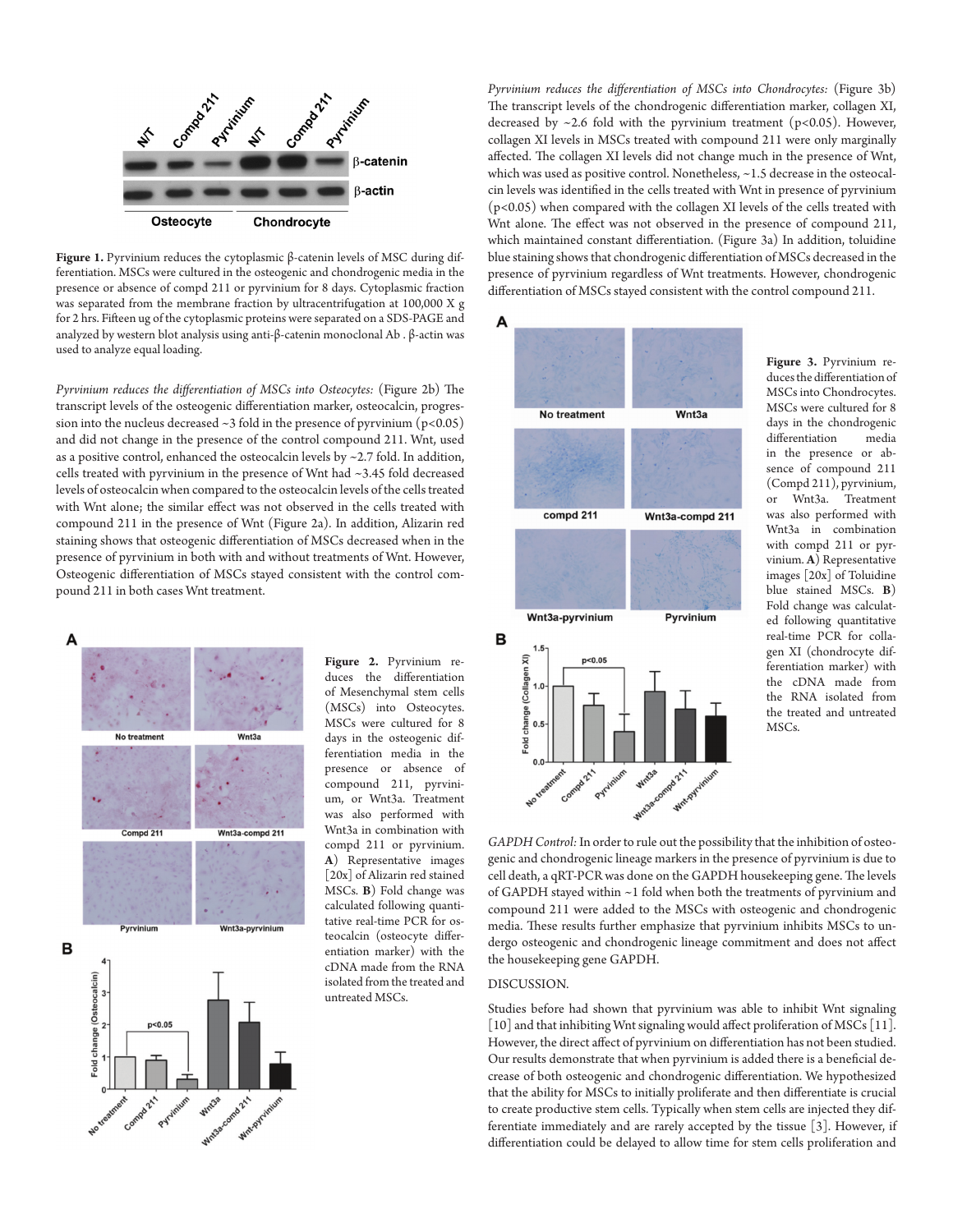**Figure 1.** Pyrvinium reduces the cytoplasmic β-catenin levels of MSC during differentiation. MSCs were cultured in the osteogenic and chondrogenic media in the presence or absence of compd 211 or pyrvinium for 8 days. Cytoplasmic fraction was separated from the membrane fraction by ultracentrifugation at 100,000 X g for 2 hrs. Fifteen ug of the cytoplasmic proteins were separated on a SDS-PAGE and analyzed by western blot analysis using anti-β-catenin monoclonal Ab . β-actin was used to analyze equal loading.

*Pyrvinium reduces the differentiation of MSCs into Osteocytes:* (Figure 2b) The transcript levels of the osteogenic differentiation marker, osteocalcin, progression into the nucleus decreased ~3 fold in the presence of pyrvinium ($p<0.05$) and did not change in the presence of the control compound 211. Wnt, used as a positive control, enhanced the osteocalcin levels by ~2.7 fold. In addition, cells treated with pyrvinium in the presence of Wnt had ~3.45 fold decreased levels of osteocalcin when compared to the osteocalcin levels of the cells treated with Wnt alone; the similar effect was not observed in the cells treated with compound 211 in the presence of Wnt (Figure 2a). In addition, Alizarin red staining shows that osteogenic differentiation of MSCs decreased when in the presence of pyrvinium in both with and without treatments of Wnt. However, Osteogenic differentiation of MSCs stayed consistent with the control compound 211 in both cases Wnt treatment.

**Figure 2.** Pyrvinium reduces the differentiation of Mesenchymal stem cells (MSCs) into Osteocytes. MSCs were cultured for 8 days in the osteogenic differentiation media in the presence or absence of compound 211, pyrvinium, or Wnt3a. Treatment was also performed with Wnt3a in combination with compd 211 or pyrvinium. **A**) Representative images [20x] of Alizarin red stained MSCs. **B**) Fold change was calculated following quantitative real-time PCR for osteocalcin (osteocyte differentiation marker) with the cDNA made from the RNA isolated from the treated and untreated MSCs.

*Pyrvinium reduces the differentiation of MSCs into Chondrocytes:* (Figure 3b) The transcript levels of the chondrogenic differentiation marker, collagen XI, decreased by ~2.6 fold with the pyrvinium treatment ($p<0.05$). However, collagen XI levels in MSCs treated with compound 211 were only marginally affected. The collagen XI levels did not change much in the presence of Wnt, which was used as positive control. Nonetheless, ~1.5 decrease in the osteocalcin levels was identified in the cells treated with Wnt in presence of pyrvinium ($p<0.05$) when compared with the collagen XI levels of the cells treated with Wnt alone. The effect was not observed in the presence of compound 211, which maintained constant differentiation. (Figure 3a) In addition, toluidine blue staining shows that chondrogenic differentiation of MSCs decreased in the presence of pyrvinium regardless of Wnt treatments. However, chondrogenic differentiation of MSCs stayed consistent with the control compound 211.

**Figure 3.** Pyrvinium reduces the differentiation of MSCs into Chondrocytes. MSCs were cultured for 8 days in the chondrogenic differentiation media in the presence or absence of compound 211 (Compd 211), pyrvinium, or Wnt3a. Treatment was also performed with Wnt3a in combination with compd 211 or pyrvinium. **A**) Representative images [20x] of Toluidine blue stained MSCs. **B**) Fold change was calculated following quantitative real-time PCR for collagen XI (chondrocyte differentiation marker) with the cDNA made from the RNA isolated from the treated and untreated MSCs.

*GAPDH Control:* In order to rule out the possibility that the inhibition of osteogenic and chondrogenic lineage markers in the presence of pyrvinium is due to cell death, a qRT-PCR was done on the GAPDH housekeeping gene. The levels of GAPDH stayed within ~1 fold when both the treatments of pyrvinium and compound 211 were added to the MSCs with osteogenic and chondrogenic media. These results further emphasize that pyrvinium inhibits MSCs to undergo osteogenic and chondrogenic lineage commitment and does not affect the housekeeping gene GAPDH.

## DISCUSSION.

Studies before had shown that pyrvinium was able to inhibit Wnt signaling [10] and that inhibiting Wnt signaling would affect proliferation of MSCs [11]. However, the direct affect of pyrvinium on differentiation has not been studied. Our results demonstrate that when pyrvinium is added there is a beneficial decrease of both osteogenic and chondrogenic differentiation. We hypothesized that the ability for MSCs to initially proliferate and then differentiate is crucial to create productive stem cells. Typically when stem cells are injected they differentiate immediately and are rarely accepted by the tissue [3]. However, if differentiation could be delayed to allow time for stem cells proliferation and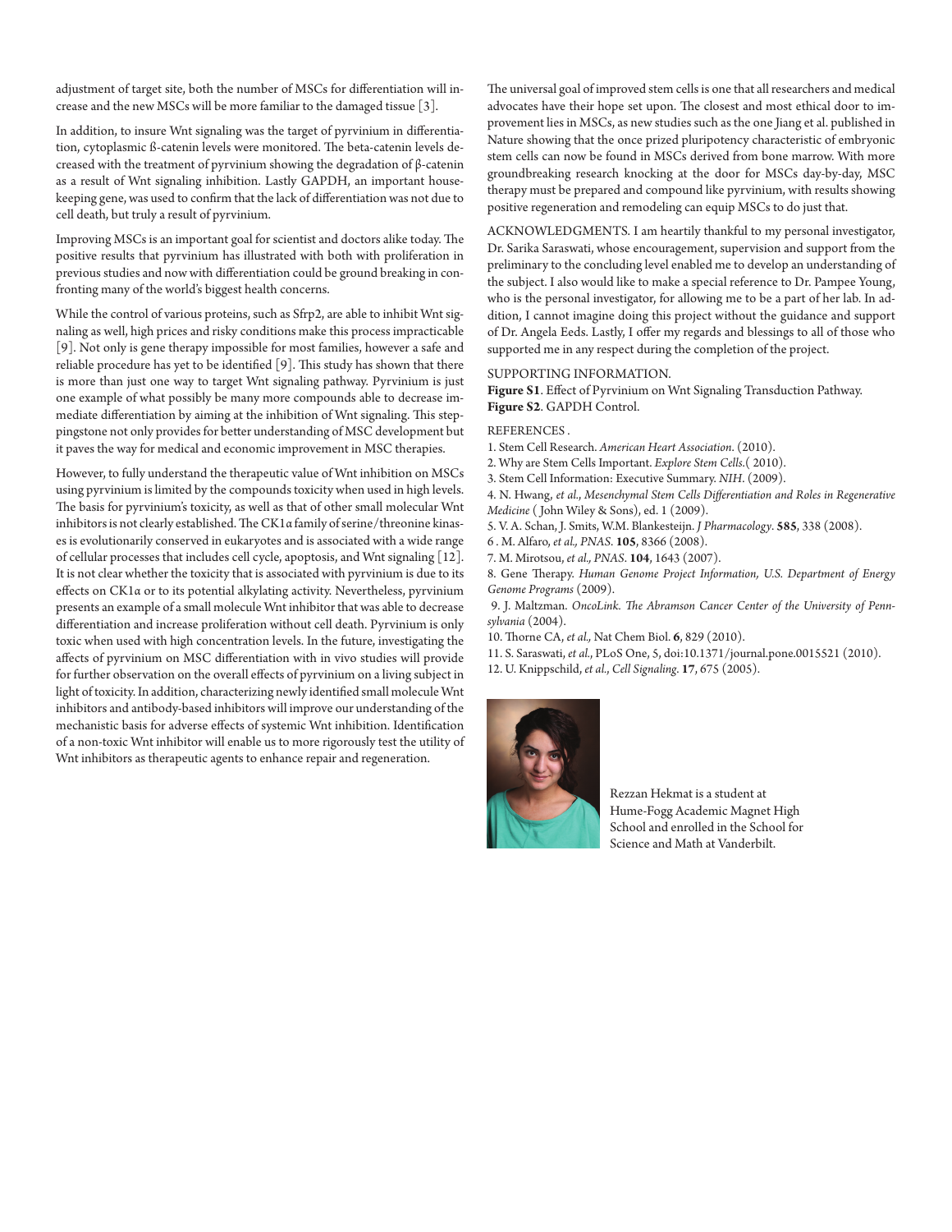adjustment of target site, both the number of MSCs for differentiation will increase and the new MSCs will be more familiar to the damaged tissue [3].

In addition, to insure Wnt signaling was the target of pyrvinium in differentiation, cytoplasmic ß-catenin levels were monitored. The beta-catenin levels decreased with the treatment of pyrvinium showing the degradation of β-catenin as a result of Wnt signaling inhibition. Lastly GAPDH, an important housekeeping gene, was used to confirm that the lack of differentiation was not due to cell death, but truly a result of pyrvinium.

Improving MSCs is an important goal for scientist and doctors alike today. The positive results that pyrvinium has illustrated with both with proliferation in previous studies and now with differentiation could be ground breaking in confronting many of the world's biggest health concerns.

While the control of various proteins, such as Sfrp2, are able to inhibit Wnt signaling as well, high prices and risky conditions make this process impracticable [9]. Not only is gene therapy impossible for most families, however a safe and reliable procedure has yet to be identified [9]. This study has shown that there is more than just one way to target Wnt signaling pathway. Pyrvinium is just one example of what possibly be many more compounds able to decrease immediate differentiation by aiming at the inhibition of Wnt signaling. This steppingstone not only provides for better understanding of MSC development but it paves the way for medical and economic improvement in MSC therapies.

However, to fully understand the therapeutic value of Wnt inhibition on MSCs using pyrvinium is limited by the compounds toxicity when used in high levels. The basis for pyrvinium's toxicity, as well as that of other small molecular Wnt inhibitors is not clearly established. The CK1α family of serine/threonine kinases is evolutionarily conserved in eukaryotes and is associated with a wide range of cellular processes that includes cell cycle, apoptosis, and Wnt signaling [12]. It is not clear whether the toxicity that is associated with pyrvinium is due to its effects on CK1α or to its potential alkylating activity. Nevertheless, pyrvinium presents an example of a small molecule Wnt inhibitor that was able to decrease differentiation and increase proliferation without cell death. Pyrvinium is only toxic when used with high concentration levels. In the future, investigating the affects of pyrvinium on MSC differentiation with in vivo studies will provide for further observation on the overall effects of pyrvinium on a living subject in light of toxicity. In addition, characterizing newly identified small molecule Wnt inhibitors and antibody-based inhibitors will improve our understanding of the mechanistic basis for adverse effects of systemic Wnt inhibition. Identification of a non-toxic Wnt inhibitor will enable us to more rigorously test the utility of Wnt inhibitors as therapeutic agents to enhance repair and regeneration.

The universal goal of improved stem cells is one that all researchers and medical advocates have their hope set upon. The closest and most ethical door to improvement lies in MSCs, as new studies such as the one Jiang et al. published in Nature showing that the once prized pluripotency characteristic of embryonic stem cells can now be found in MSCs derived from bone marrow. With more groundbreaking research knocking at the door for MSCs day-by-day, MSC therapy must be prepared and compound like pyrvinium, with results showing positive regeneration and remodeling can equip MSCs to do just that.

ACKNOWLEDGMENTS. I am heartily thankful to my personal investigator, Dr. Sarika Saraswati, whose encouragement, supervision and support from the preliminary to the concluding level enabled me to develop an understanding of the subject. I also would like to make a special reference to Dr. Pampee Young, who is the personal investigator, for allowing me to be a part of her lab. In addition, I cannot imagine doing this project without the guidance and support of Dr. Angela Eeds. Lastly, I offer my regards and blessings to all of those who supported me in any respect during the completion of the project.

SUPPORTING INFORMATION.

**Figure S1**. Effect of Pyrvinium on Wnt Signaling Transduction Pathway.
**Figure S2**. GAPDH Control.

REFERENCES .

1. Stem Cell Research. *American Heart Association*. (2010).
2. Why are Stem Cells Important. *Explore Stem Cells*.( 2010).
3. Stem Cell Information: Executive Summary. *NIH*. (2009).
4. N. Hwang, *et al.*, *Mesenchymal Stem Cells Differentiation and Roles in Regenerative Medicine* ( John Wiley & Sons), ed. 1 (2009).
5. V. A. Schan, J. Smits, W.M. Blankesteijn. *J Pharmacology*. **585**, 338 (2008).
6. M. Alfaro, *et al., PNAS*. **105**, 8366 (2008).
7. M. Mirotsou, *et al., PNAS*. **104**, 1643 (2007).
8. Gene Therapy. *Human Genome Project Information, U.S. Department of Energy Genome Programs* (2009).
9. J. Maltzman. *OncoLink. The Abramson Cancer Center of the University of Pennsylvania* (2004).
10. Thorne CA, *et al.,* Nat Chem Biol. **6**, 829 (2010).
11. S. Saraswati, *et al.*, PLoS One, 5, doi:10.1371/journal.pone.0015521 (2010).
12. U. Knippschild, *et al.*, *Cell Signaling*. **17**, 675 (2005).

Rezzan Hekmat is a student at Hume-Fogg Academic Magnet High School and enrolled in the School for Science and Math at Vanderbilt.